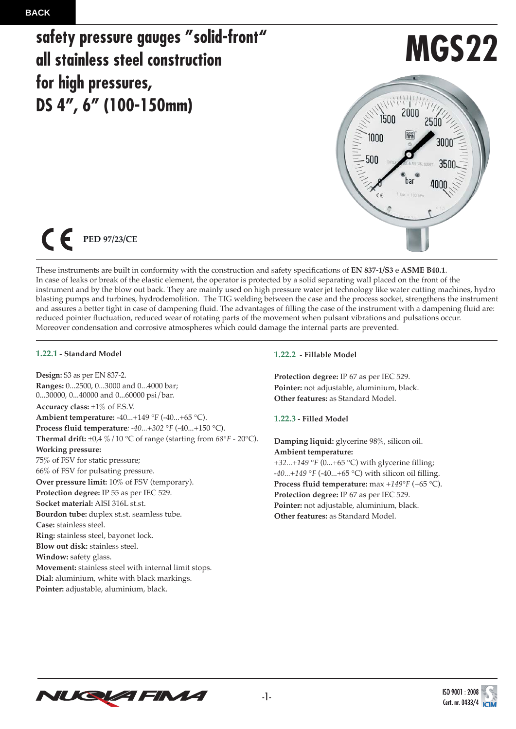BACK

# safety pressure gauges "solid-front" all stainless steel construction for high pressures, DS 4", 6" (100-150mm)

# MGS22

CE **PED 97/23/CE**

These instruments are built in conformity with the construction and safety specifications of **EN 837-1/S3** e **ASME B40.1**.
In case of leaks or break of the elastic element, the operator is protected by a solid separating wall placed on the front of the instrument and by the blow out back. They are mainly used on high pressure water jet technology like water cutting machines, hydro blasting pumps and turbines, hydrodemolition. The TIG welding between the case and the process socket, strengthens the instrument and assures a better tight in case of dampening fluid. The advantages of filling the case of the instrument with a dampening fluid are: reduced pointer fluctuation, reduced wear of rotating parts of the movement when pulsant vibrations and pulsations occur.
Moreover condensation and corrosive atmospheres which could damage the internal parts are prevented.

## 1.22.1 - Standard Model

**Design:** S3 as per EN 837-2.
**Ranges:** 0...2500, 0...3000 and 0...4000 bar;
0...30000, 0...40000 and 0...60000 psi/bar.
**Accuracy class:** ±1% of F.S.V.
**Ambient temperature:** -40...+149 °F (-40...+65 °C).
**Process fluid temperature**: *-40...+302 °F* (-40...+150 °C).
**Thermal drift:** ±0,4 %/10 °C of range (starting from *68°F* - 20°C).
**Working pressure:**
75% of FSV for static pressure;
66% of FSV for pulsating pressure.
**Over pressure limit:** 10% of FSV (temporary).
**Protection degree:** IP 55 as per IEC 529.
**Socket material:** AISI 316L st.st.
**Bourdon tube:** duplex st.st. seamless tube.
**Case:** stainless steel.
**Ring:** stainless steel, bayonet lock.
**Blow out disk:** stainless steel.
**Window:** safety glass.
**Movement:** stainless steel with internal limit stops.
**Dial:** aluminium, white with black markings.
**Pointer:** adjustable, aluminium, black.

## 1.22.2 - Fillable Model

**Protection degree:** IP 67 as per IEC 529.
**Pointer:** not adjustable, aluminium, black.
**Other features:** as Standard Model.

## 1.22.3 - Filled Model

**Damping liquid:** glycerine 98%, silicon oil.
**Ambient temperature:**
*+32...+149 °F* (0...+65 °C) with glycerine filling;
*-40...+149 °F* (-40...+65 °C) with silicon oil filling.
**Process fluid temperature:** max *+149°F* (+65 °C).
**Protection degree:** IP 67 as per IEC 529.
**Pointer:** not adjustable, aluminium, black.
**Other features:** as Standard Model.

NUOVA FIMA

ISO 9001 : 2008
Cert. nr. 0433/4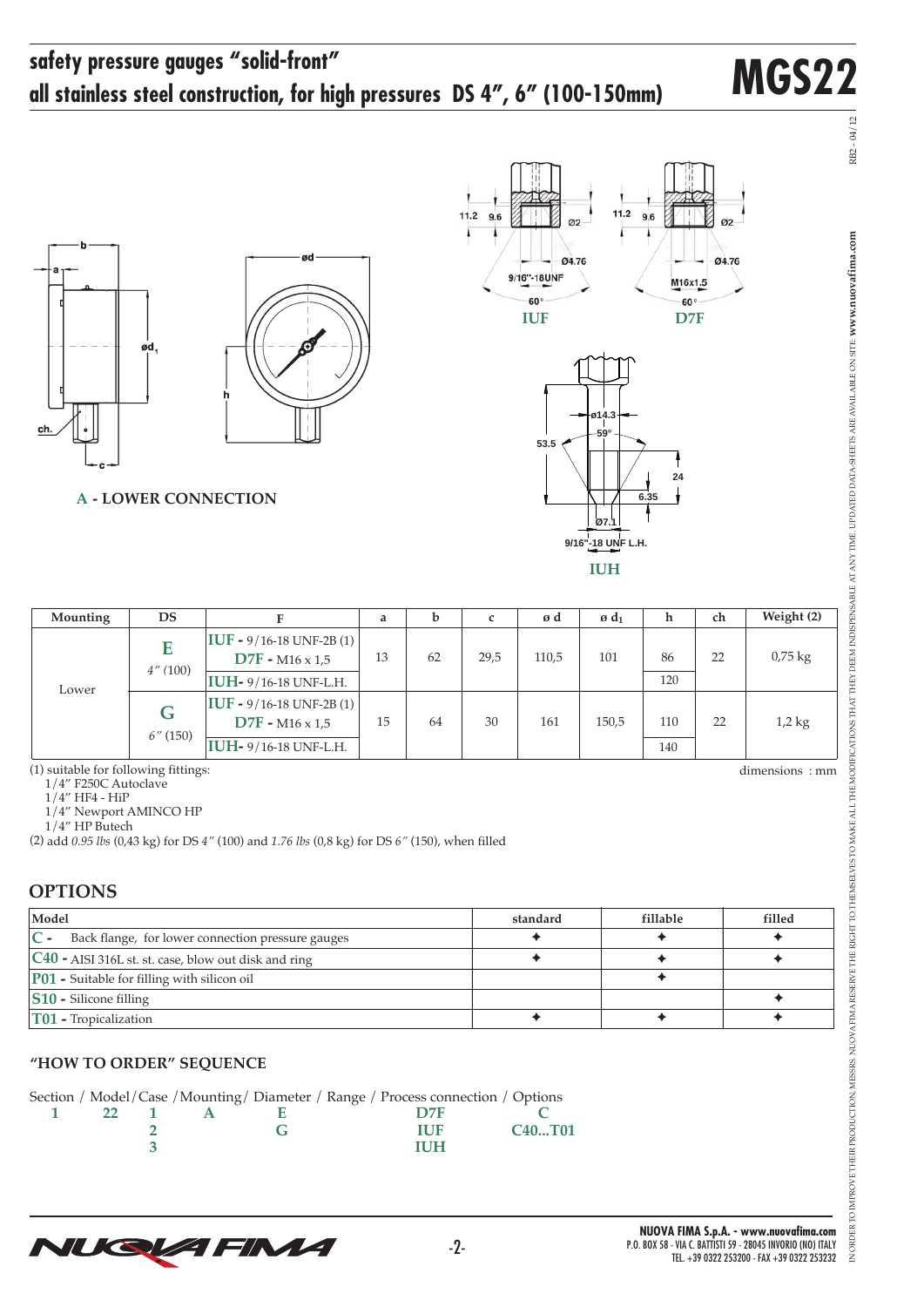# safety pressure gauges "solid-front"
# all stainless steel construction, for high pressures DS 4", 6" (100-150mm)

# MGS22

11.2 9.6 Ø2 Ø4.76 9/16"-18UNF 60° **IUF**

11.2 9.6 Ø2 Ø4.76 M16x1,5 60° **D7F**

ø14.3 59° 53.5 24 6.35 Ø7.1 9/16"-18 UNF L.H. **IUH**

b a ød₁ ch. c ød h

**A - LOWER CONNECTION**

| Mounting | DS | F | a | b | c | ø d | ø d₁ | h | ch | Weight (2) |
|---|---|---|---|---|---|---|---|---|---|---|
| Lower | **E** 4" (100) | **IUF** - 9/16-18 UNF-2B (1) **D7F** - M16 x 1,5 | 13 | 62 | 29,5 | 110,5 | 101 | 86 | 22 | 0,75 kg |
| | | **IUH**- 9/16-18 UNF-L.H. | | | | | | 120 | | |
| | **G** 6" (150) | **IUF** - 9/16-18 UNF-2B (1) **D7F** - M16 x 1,5 | 15 | 64 | 30 | 161 | 150,5 | 110 | 22 | 1,2 kg |
| | | **IUH**- 9/16-18 UNF-L.H. | | | | | | 140 | | |

dimensions : mm

(1) suitable for following fittings:
1/4" F250C Autoclave
1/4" HF4 - HiP
1/4" Newport AMINCO HP
1/4" HP Butech

(2) add *0.95 lbs* (0,43 kg) for DS *4"* (100) and *1.76 lbs* (0,8 kg) for DS *6"* (150), when filled

## OPTIONS

| Model | standard | fillable | filled |
|---|---|---|---|
| **C** - Back flange, for lower connection pressure gauges | ✦ | ✦ | ✦ |
| **C40** - AISI 316L st. st. case, blow out disk and ring | ✦ | ✦ | ✦ |
| **P01** - Suitable for filling with silicon oil | | ✦ | |
| **S10** - Silicone filling | | | ✦ |
| **T01** - Tropicalization | ✦ | ✦ | ✦ |

### "HOW TO ORDER" SEQUENCE

| Section | Model | Case | Mounting | Diameter | Range | Process connection | Options |
|---|---|---|---|---|---|---|---|
| **1** | **22** | **1** | **A** | **E** | | **D7F** | **C** |
| | | **2** | | **G** | | **IUF** | **C40...T01** |
| | | **3** | | | | **IUH** | |

**NUOVA FIMA S.p.A. - www.nuovafima.com**
P.O. BOX 58 - VIA C. BATTISTI 59 - 28045 INVORIO (NO) ITALY
TEL. +39 0322 253200 - FAX +39 0322 253232

IN ORDER TO IMPROVE THEIR PRODUCTION, MESSRS. NUOVA FIMA RESERVE THE RIGHT TO THEMSELVES TO MAKE ALL THE MODIFICATIONS THAT THEY DEEM INDISPENSABLE AT ANY TIME. UPDATED DATA-SHEETS ARE AVAILABLE ON SITE: **www.nuovafima.com**

RB2 - 04/12